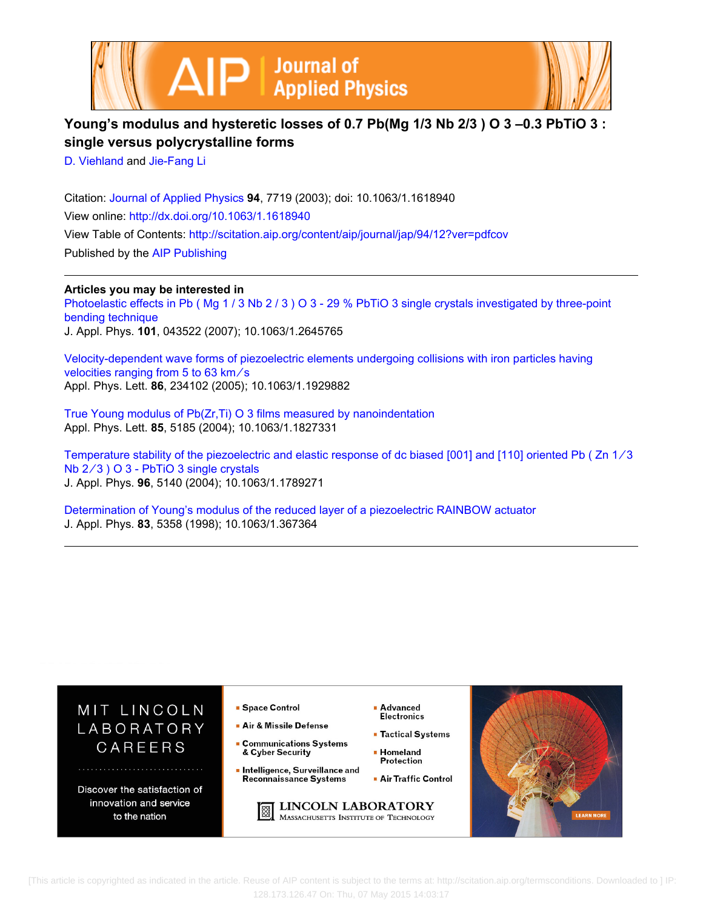# Young's modulus and hysteretic losses of 0.7 $Pb(Mg_{1/3}Nb_{2/3})O_3$–0.3 $PbTiO_3$: single versus polycrystalline forms

D. Viehland and Jie-Fang Li

Citation: Journal of Applied Physics **94**, 7719 (2003); doi: 10.1063/1.1618940

View online: http://dx.doi.org/10.1063/1.1618940

View Table of Contents: http://scitation.aip.org/content/aip/journal/jap/94/12?ver=pdfcov

Published by the AIP Publishing

---

**Articles you may be interested in**

Photoelastic effects in $Pb(Mg_{1/3}Nb_{2/3})O_3$ - 29 % $PbTiO_3$ single crystals investigated by three-point bending technique
J. Appl. Phys. **101**, 043522 (2007); 10.1063/1.2645765

Velocity-dependent wave forms of piezoelectric elements undergoing collisions with iron particles having velocities ranging from 5 to 63 km/s
Appl. Phys. Lett. **86**, 234102 (2005); 10.1063/1.1929882

True Young modulus of $Pb(Zr,Ti)O_3$ films measured by nanoindentation
Appl. Phys. Lett. **85**, 5185 (2004); 10.1063/1.1827331

Temperature stability of the piezoelectric and elastic response of dc biased [001] and [110] oriented $Pb(Zn_{1/3}Nb_{2/3})O_3$ - $PbTiO_3$ single crystals
J. Appl. Phys. **96**, 5140 (2004); 10.1063/1.1789271

Determination of Young's modulus of the reduced layer of a piezoelectric RAINBOW actuator
J. Appl. Phys. **83**, 5358 (1998); 10.1063/1.367364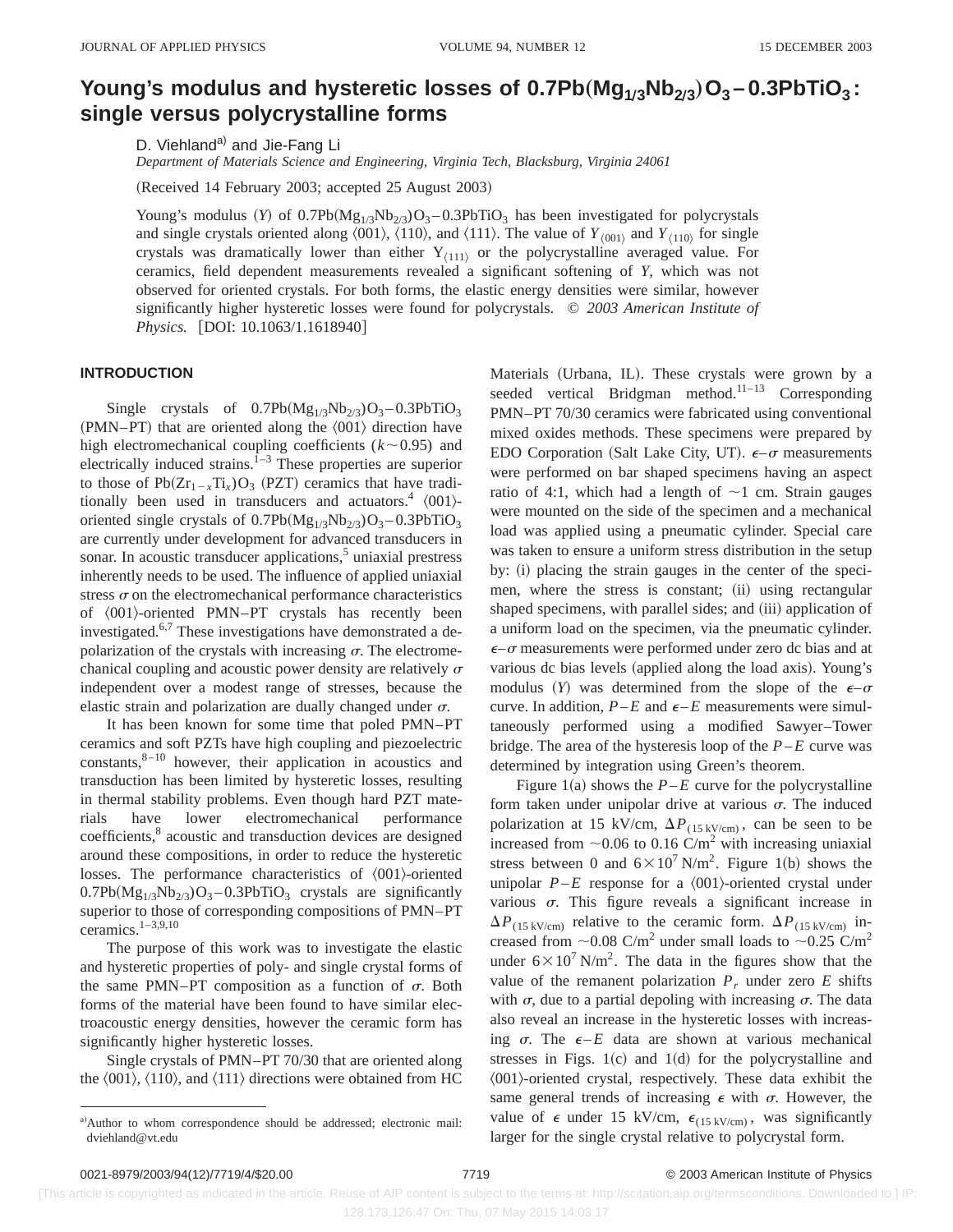# Young's modulus and hysteretic losses of $0.7Pb(Mg_{1/3}Nb_{2/3})O_3-0.3PbTiO_3$: single versus polycrystalline forms

D. Viehland[a] and Jie-Fang Li

*Department of Materials Science and Engineering, Virginia Tech, Blacksburg, Virginia 24061*

(Received 14 February 2003; accepted 25 August 2003)

Young's modulus ($Y$) of $0.7Pb(Mg_{1/3}Nb_{2/3})O_3-0.3PbTiO_3$ has been investigated for polycrystals and single crystals oriented along ⟨001⟩, ⟨110⟩, and ⟨111⟩. The value of $Y_{\langle 001\rangle}$ and $Y_{\langle 110\rangle}$ for single crystals was dramatically lower than either $Y_{\langle 111\rangle}$ or the polycrystalline averaged value. For ceramics, field dependent measurements revealed a significant softening of $Y$, which was not observed for oriented crystals. For both forms, the elastic energy densities were similar, however significantly higher hysteretic losses were found for polycrystals. *© 2003 American Institute of Physics.* [DOI: 10.1063/1.1618940]

## INTRODUCTION

Single crystals of $0.7Pb(Mg_{1/3}Nb_{2/3})O_3-0.3PbTiO_3$ (PMN–PT) that are oriented along the ⟨001⟩ direction have high electromechanical coupling coefficients ($k\sim 0.95$) and electrically induced strains.[1–3] These properties are superior to those of $Pb(Zr_{1-x}Ti_x)O_3$ (PZT) ceramics that have traditionally been used in transducers and actuators.[4] ⟨001⟩-oriented single crystals of $0.7Pb(Mg_{1/3}Nb_{2/3})O_3-0.3PbTiO_3$ are currently under development for advanced transducers in sonar. In acoustic transducer applications,[5] uniaxial prestress inherently needs to be used. The influence of applied uniaxial stress $\sigma$ on the electromechanical performance characteristics of ⟨001⟩-oriented PMN–PT crystals has recently been investigated.[6,7] These investigations have demonstrated a depolarization of the crystals with increasing $\sigma$. The electromechanical coupling and acoustic power density are relatively $\sigma$ independent over a modest range of stresses, because the elastic strain and polarization are dually changed under $\sigma$.

It has been known for some time that poled PMN–PT ceramics and soft PZTs have high coupling and piezoelectric constants,[8–10] however, their application in acoustics and transduction has been limited by hysteretic losses, resulting in thermal stability problems. Even though hard PZT materials have lower electromechanical performance coefficients,[8] acoustic and transduction devices are designed around these compositions, in order to reduce the hysteretic losses. The performance characteristics of ⟨001⟩-oriented $0.7Pb(Mg_{1/3}Nb_{2/3})O_3-0.3PbTiO_3$ crystals are significantly superior to those of corresponding compositions of PMN–PT ceramics.[1–3,9,10]

The purpose of this work was to investigate the elastic and hysteretic properties of poly- and single crystal forms of the same PMN–PT composition as a function of $\sigma$. Both forms of the material have been found to have similar electroacoustic energy densities, however the ceramic form has significantly higher hysteretic losses.

Single crystals of PMN–PT 70/30 that are oriented along the ⟨001⟩, ⟨110⟩, and ⟨111⟩ directions were obtained from HC Materials (Urbana, IL). These crystals were grown by a seeded vertical Bridgman method.[11–13] Corresponding PMN–PT 70/30 ceramics were fabricated using conventional mixed oxides methods. These specimens were prepared by EDO Corporation (Salt Lake City, UT). $\epsilon$–$\sigma$ measurements were performed on bar shaped specimens having an aspect ratio of 4:1, which had a length of ~1 cm. Strain gauges were mounted on the side of the specimen and a mechanical load was applied using a pneumatic cylinder. Special care was taken to ensure a uniform stress distribution in the setup by: (i) placing the strain gauges in the center of the specimen, where the stress is constant; (ii) using rectangular shaped specimens, with parallel sides; and (iii) application of a uniform load on the specimen, via the pneumatic cylinder. $\epsilon$–$\sigma$ measurements were performed under zero dc bias and at various dc bias levels (applied along the load axis). Young's modulus ($Y$) was determined from the slope of the $\epsilon$–$\sigma$ curve. In addition, $P$–$E$ and $\epsilon$–$E$ measurements were simultaneously performed using a modified Sawyer–Tower bridge. The area of the hysteresis loop of the $P$–$E$ curve was determined by integration using Green's theorem.

Figure 1(a) shows the $P$–$E$ curve for the polycrystalline form taken under unipolar drive at various $\sigma$. The induced polarization at 15 kV/cm, $\Delta P_{(15\,\mathrm{kV/cm})}$, can be seen to be increased from ~0.06 to 0.16 C/m$^2$ with increasing uniaxial stress between 0 and $6\times 10^7$ N/m$^2$. Figure 1(b) shows the unipolar $P$–$E$ response for a ⟨001⟩-oriented crystal under various $\sigma$. This figure reveals a significant increase in $\Delta P_{(15\,\mathrm{kV/cm})}$ relative to the ceramic form. $\Delta P_{(15\,\mathrm{kV/cm})}$ increased from ~0.08 C/m$^2$ under small loads to ~0.25 C/m$^2$ under $6\times 10^7$ N/m$^2$. The data in the figures show that the value of the remanent polarization $P_r$ under zero $E$ shifts with $\sigma$, due to a partial depoling with increasing $\sigma$. The data also reveal an increase in the hysteretic losses with increasing $\sigma$. The $\epsilon$–$E$ data are shown at various mechanical stresses in Figs. 1(c) and 1(d) for the polycrystalline and ⟨001⟩-oriented crystal, respectively. These data exhibit the same general trends of increasing $\epsilon$ with $\sigma$. However, the value of $\epsilon$ under 15 kV/cm, $\epsilon_{(15\,\mathrm{kV/cm})}$, was significantly larger for the single crystal relative to polycrystal form.

[a]Author to whom correspondence should be addressed; electronic mail: dviehland@vt.edu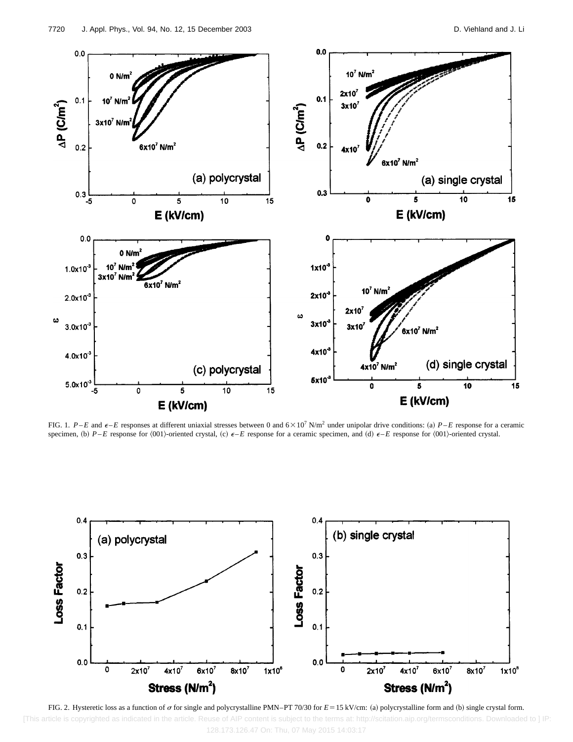FIG. 1. $P$–$E$ and $\epsilon$–$E$ responses at different uniaxial stresses between 0 and $6\times10^7$ N/m$^2$ under unipolar drive conditions: (a) $P$–$E$ response for a ceramic specimen, (b) $P$–$E$ response for ⟨001⟩-oriented crystal, (c) $\epsilon$–$E$ response for a ceramic specimen, and (d) $\epsilon$–$E$ response for ⟨001⟩-oriented crystal.

FIG. 2. Hysteretic loss as a function of $\sigma$ for single and polycrystalline PMN–PT 70/30 for $E=15$ kV/cm: (a) polycrystalline form and (b) single crystal form.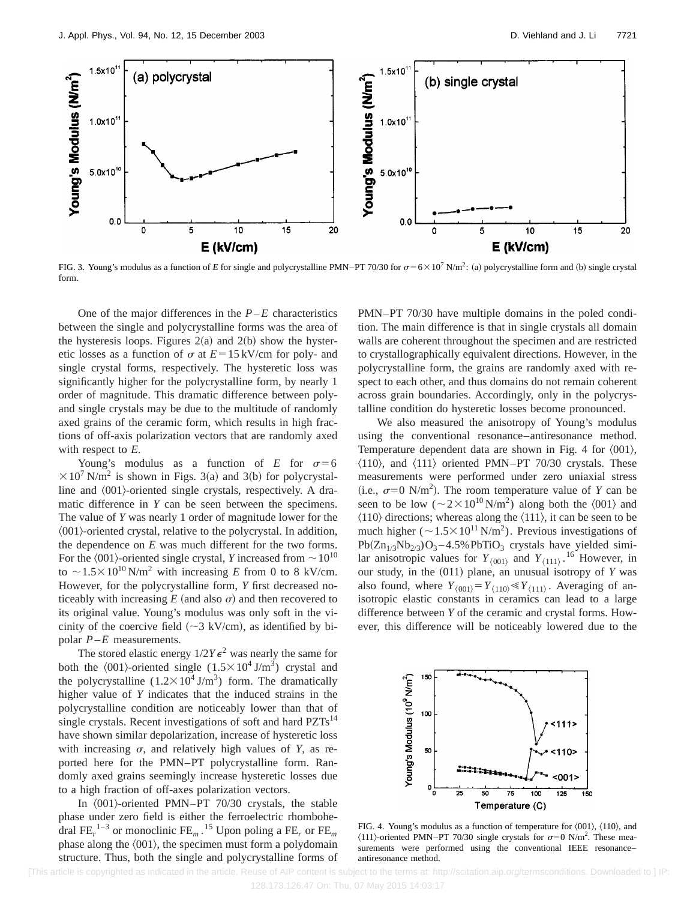FIG. 3. Young's modulus as a function of $E$ for single and polycrystalline PMN–PT 70/30 for $\sigma = 6\times10^7$ N/m$^2$: (a) polycrystalline form and (b) single crystal form.

One of the major differences in the $P$–$E$ characteristics between the single and polycrystalline forms was the area of the hysteresis loops. Figures 2(a) and 2(b) show the hysteretic losses as a function of $\sigma$ at $E = 15$ kV/cm for poly- and single crystal forms, respectively. The hysteretic loss was significantly higher for the polycrystalline form, by nearly 1 order of magnitude. This dramatic difference between poly- and single crystals may be due to the multitude of randomly axed grains of the ceramic form, which results in high fractions of off-axis polarization vectors that are randomly axed with respect to $E$.

Young's modulus as a function of $E$ for $\sigma = 6\times10^7$ N/m$^2$ is shown in Figs. 3(a) and 3(b) for polycrystalline and ⟨001⟩-oriented single crystals, respectively. A dramatic difference in $Y$ can be seen between the specimens. The value of $Y$ was nearly 1 order of magnitude lower for the ⟨001⟩-oriented crystal, relative to the polycrystal. In addition, the dependence on $E$ was much different for the two forms. For the ⟨001⟩-oriented single crystal, $Y$ increased from $\sim10^{10}$ to $\sim1.5\times10^{10}$ N/m$^2$ with increasing $E$ from 0 to 8 kV/cm. However, for the polycrystalline form, $Y$ first decreased noticeably with increasing $E$ (and also $\sigma$) and then recovered to its original value. Young's modulus was only soft in the vicinity of the coercive field ($\sim3$ kV/cm), as identified by bipolar $P$–$E$ measurements.

The stored elastic energy $1/2Y\epsilon^2$ was nearly the same for both the ⟨001⟩-oriented single ($1.5\times10^4$ J/m$^3$) crystal and the polycrystalline ($1.2\times10^4$ J/m$^3$) form. The dramatically higher value of $Y$ indicates that the induced strains in the polycrystalline condition are noticeably lower than that of single crystals. Recent investigations of soft and hard PZTs[14] have shown similar depolarization, increase of hysteretic loss with increasing $\sigma$, and relatively high values of $Y$, as reported here for the PMN–PT polycrystalline form. Randomly axed grains seemingly increase hysteretic losses due to a high fraction of off-axes polarization vectors.

In ⟨001⟩-oriented PMN–PT 70/30 crystals, the stable phase under zero field is either the ferroelectric rhombohedral $FE_r$[1–3] or monoclinic $FE_m$.[15] Upon poling a $FE_r$ or $FE_m$ phase along the ⟨001⟩, the specimen must form a polydomain structure. Thus, both the single and polycrystalline forms of PMN–PT 70/30 have multiple domains in the poled condition. The main difference is that in single crystals all domain walls are coherent throughout the specimen and are restricted to crystallographically equivalent directions. However, in the polycrystalline form, the grains are randomly axed with respect to each other, and thus domains do not remain coherent across grain boundaries. Accordingly, only in the polycrystalline condition do hysteretic losses become pronounced.

We also measured the anisotropy of Young's modulus using the conventional resonance–antiresonance method. Temperature dependent data are shown in Fig. 4 for ⟨001⟩, ⟨110⟩, and ⟨111⟩ oriented PMN–PT 70/30 crystals. These measurements were performed under zero uniaxial stress (i.e., $\sigma = 0$ N/m$^2$). The room temperature value of $Y$ can be seen to be low ($\sim2\times10^{10}$ N/m$^2$) along both the ⟨001⟩ and ⟨110⟩ directions; whereas along the ⟨111⟩, it can be seen to be much higher ($\sim1.5\times10^{11}$ N/m$^2$). Previous investigations of $Pb(Zn_{1/3}Nb_{2/3})O_3$–4.5%$PbTiO_3$ crystals have yielded similar anisotropic values for $Y_{\langle001\rangle}$ and $Y_{\langle111\rangle}$.[16] However, in our study, in the (011) plane, an unusual isotropy of $Y$ was also found, where $Y_{\langle001\rangle} = Y_{\langle110\rangle} \ll Y_{\langle111\rangle}$. Averaging of anisotropic elastic constants in ceramics can lead to a large difference between $Y$ of the ceramic and crystal forms. However, this difference will be noticeably lowered due to the

FIG. 4. Young's modulus as a function of temperature for ⟨001⟩, ⟨110⟩, and ⟨111⟩-oriented PMN–PT 70/30 single crystals for $\sigma = 0$ N/m$^2$. These measurements were performed using the conventional IEEE resonance–antiresonance method.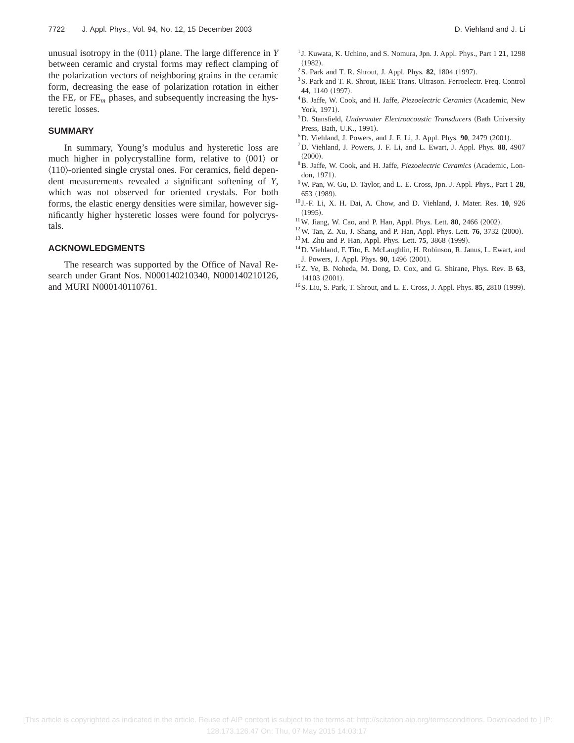unusual isotropy in the ⟨011⟩ plane. The large difference in $Y$ between ceramic and crystal forms may reflect clamping of the polarization vectors of neighboring grains in the ceramic form, decreasing the ease of polarization rotation in either the $FE_r$ or $FE_m$ phases, and subsequently increasing the hysteretic losses.

## SUMMARY

In summary, Young's modulus and hysteretic loss are much higher in polycrystalline form, relative to ⟨001⟩ or ⟨110⟩-oriented single crystal ones. For ceramics, field dependent measurements revealed a significant softening of $Y$, which was not observed for oriented crystals. For both forms, the elastic energy densities were similar, however significantly higher hysteretic losses were found for polycrystals.

## ACKNOWLEDGMENTS

The research was supported by the Office of Naval Research under Grant Nos. N000140210340, N000140210126, and MURI N000140110761.

[1] J. Kuwata, K. Uchino, and S. Nomura, Jpn. J. Appl. Phys., Part 1 **21**, 1298 (1982).
[2] S. Park and T. R. Shrout, J. Appl. Phys. **82**, 1804 (1997).
[3] S. Park and T. R. Shrout, IEEE Trans. Ultrason. Ferroelectr. Freq. Control **44**, 1140 (1997).
[4] B. Jaffe, W. Cook, and H. Jaffe, *Piezoelectric Ceramics* (Academic, New York, 1971).
[5] D. Stansfield, *Underwater Electroacoustic Transducers* (Bath University Press, Bath, U.K., 1991).
[6] D. Viehland, J. Powers, and J. F. Li, J. Appl. Phys. **90**, 2479 (2001).
[7] D. Viehland, J. Powers, J. F. Li, and L. Ewart, J. Appl. Phys. **88**, 4907 (2000).
[8] B. Jaffe, W. Cook, and H. Jaffe, *Piezoelectric Ceramics* (Academic, London, 1971).
[9] W. Pan, W. Gu, D. Taylor, and L. E. Cross, Jpn. J. Appl. Phys., Part 1 **28**, 653 (1989).
[10] J.-F. Li, X. H. Dai, A. Chow, and D. Viehland, J. Mater. Res. **10**, 926 (1995).
[11] W. Jiang, W. Cao, and P. Han, Appl. Phys. Lett. **80**, 2466 (2002).
[12] W. Tan, Z. Xu, J. Shang, and P. Han, Appl. Phys. Lett. **76**, 3732 (2000).
[13] M. Zhu and P. Han, Appl. Phys. Lett. **75**, 3868 (1999).
[14] D. Viehland, F. Tito, E. McLaughlin, H. Robinson, R. Janus, L. Ewart, and J. Powers, J. Appl. Phys. **90**, 1496 (2001).
[15] Z. Ye, B. Noheda, M. Dong, D. Cox, and G. Shirane, Phys. Rev. B **63**, 14103 (2001).
[16] S. Liu, S. Park, T. Shrout, and L. E. Cross, J. Appl. Phys. **85**, 2810 (1999).